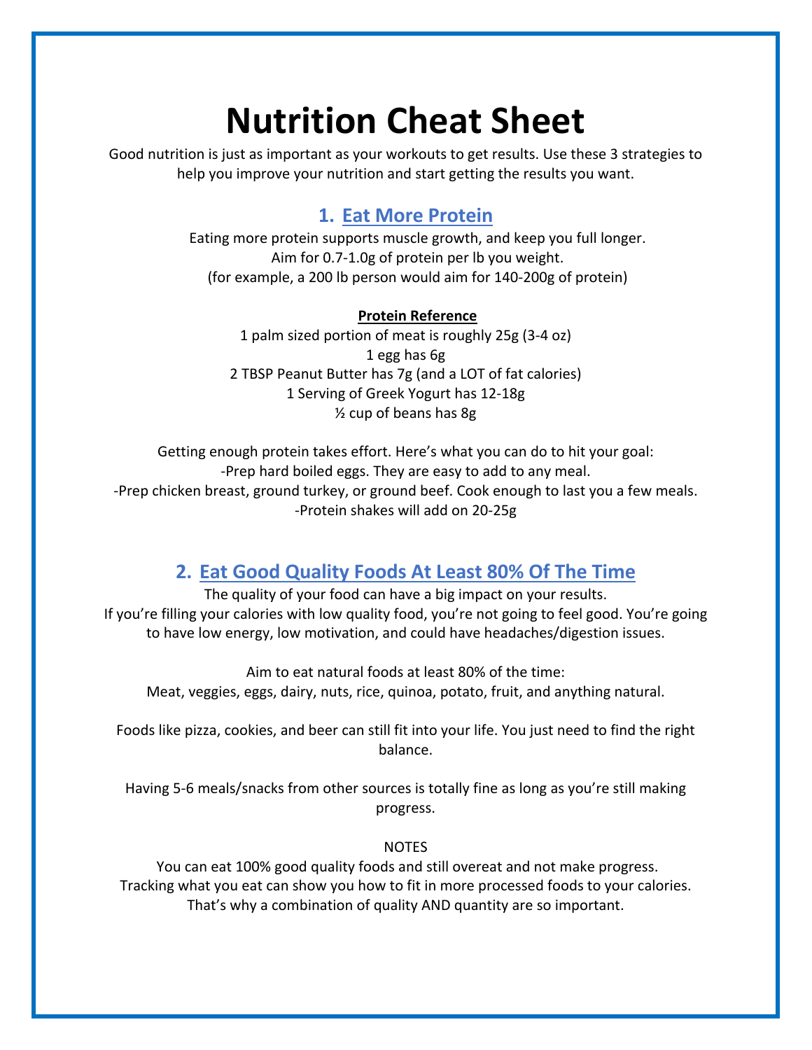# Nutrition Cheat Sheet

Good nutrition is just as important as your workouts to get results. Use these 3 strategies to help you improve your nutrition and start getting the results you want.

## 1. Eat More Protein

Eating more protein supports muscle growth, and keep you full longer.
Aim for 0.7-1.0g of protein per lb you weight.
(for example, a 200 lb person would aim for 140-200g of protein)

**Protein Reference**

1 palm sized portion of meat is roughly 25g (3-4 oz)
1 egg has 6g
2 TBSP Peanut Butter has 7g (and a LOT of fat calories)
1 Serving of Greek Yogurt has 12-18g
½ cup of beans has 8g

Getting enough protein takes effort. Here's what you can do to hit your goal:
-Prep hard boiled eggs. They are easy to add to any meal.
-Prep chicken breast, ground turkey, or ground beef. Cook enough to last you a few meals.
-Protein shakes will add on 20-25g

## 2. Eat Good Quality Foods At Least 80% Of The Time

The quality of your food can have a big impact on your results.
If you're filling your calories with low quality food, you're not going to feel good. You're going to have low energy, low motivation, and could have headaches/digestion issues.

Aim to eat natural foods at least 80% of the time:
Meat, veggies, eggs, dairy, nuts, rice, quinoa, potato, fruit, and anything natural.

Foods like pizza, cookies, and beer can still fit into your life. You just need to find the right balance.

Having 5-6 meals/snacks from other sources is totally fine as long as you're still making progress.

NOTES

You can eat 100% good quality foods and still overeat and not make progress.
Tracking what you eat can show you how to fit in more processed foods to your calories.
That's why a combination of quality AND quantity are so important.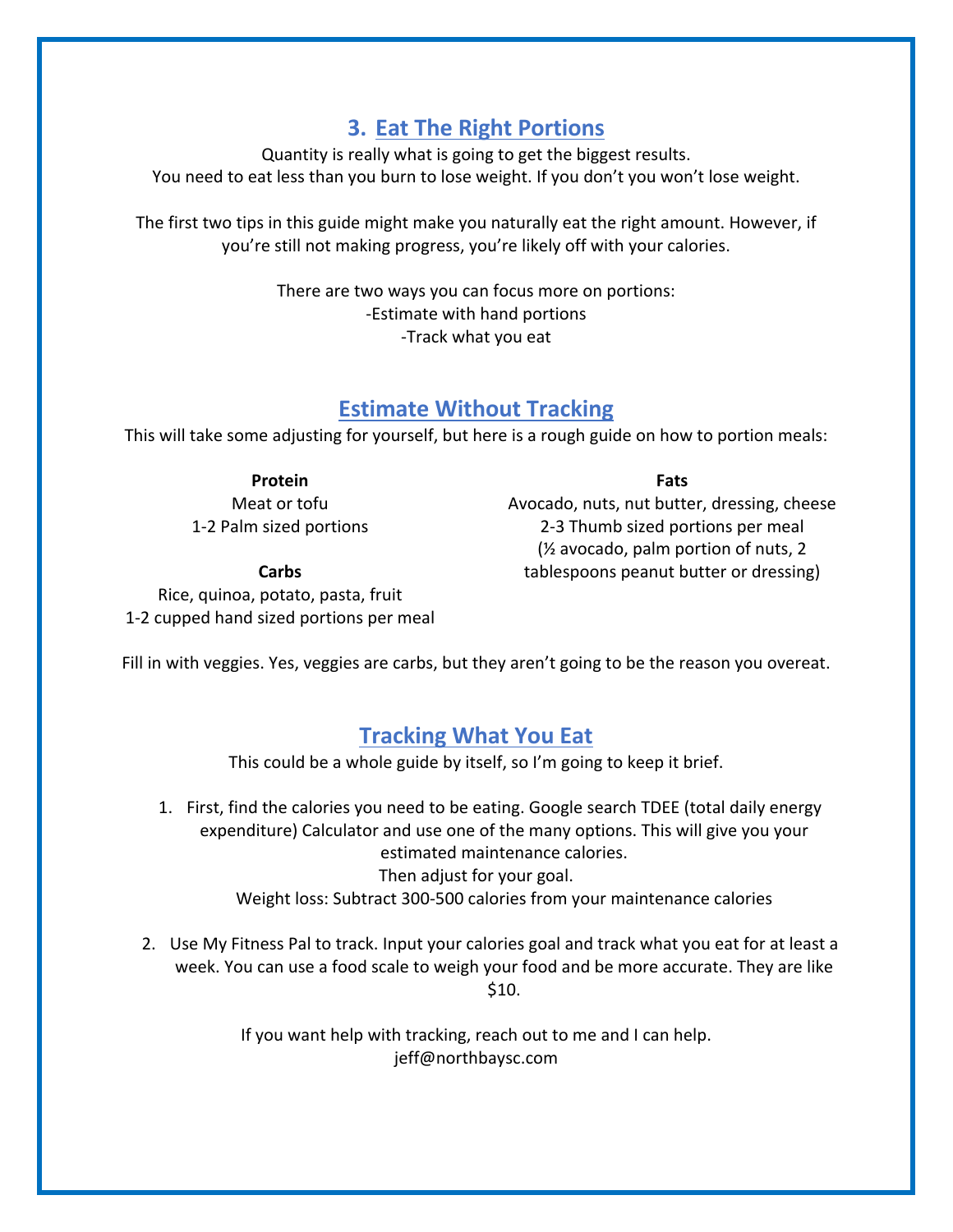## 3. Eat The Right Portions

Quantity is really what is going to get the biggest results.
You need to eat less than you burn to lose weight. If you don't you won't lose weight.

The first two tips in this guide might make you naturally eat the right amount. However, if you're still not making progress, you're likely off with your calories.

There are two ways you can focus more on portions:
-Estimate with hand portions
-Track what you eat

## Estimate Without Tracking

This will take some adjusting for yourself, but here is a rough guide on how to portion meals:

**Protein**
Meat or tofu
1-2 Palm sized portions

**Carbs**
Rice, quinoa, potato, pasta, fruit
1-2 cupped hand sized portions per meal

**Fats**
Avocado, nuts, nut butter, dressing, cheese
2-3 Thumb sized portions per meal
(½ avocado, palm portion of nuts, 2 tablespoons peanut butter or dressing)

Fill in with veggies. Yes, veggies are carbs, but they aren't going to be the reason you overeat.

## Tracking What You Eat

This could be a whole guide by itself, so I'm going to keep it brief.

1. First, find the calories you need to be eating. Google search TDEE (total daily energy expenditure) Calculator and use one of the many options. This will give you your estimated maintenance calories.
   Then adjust for your goal.
   Weight loss: Subtract 300-500 calories from your maintenance calories

2. Use My Fitness Pal to track. Input your calories goal and track what you eat for at least a week. You can use a food scale to weigh your food and be more accurate. They are like $10.

If you want help with tracking, reach out to me and I can help.
jeff@northbaysc.com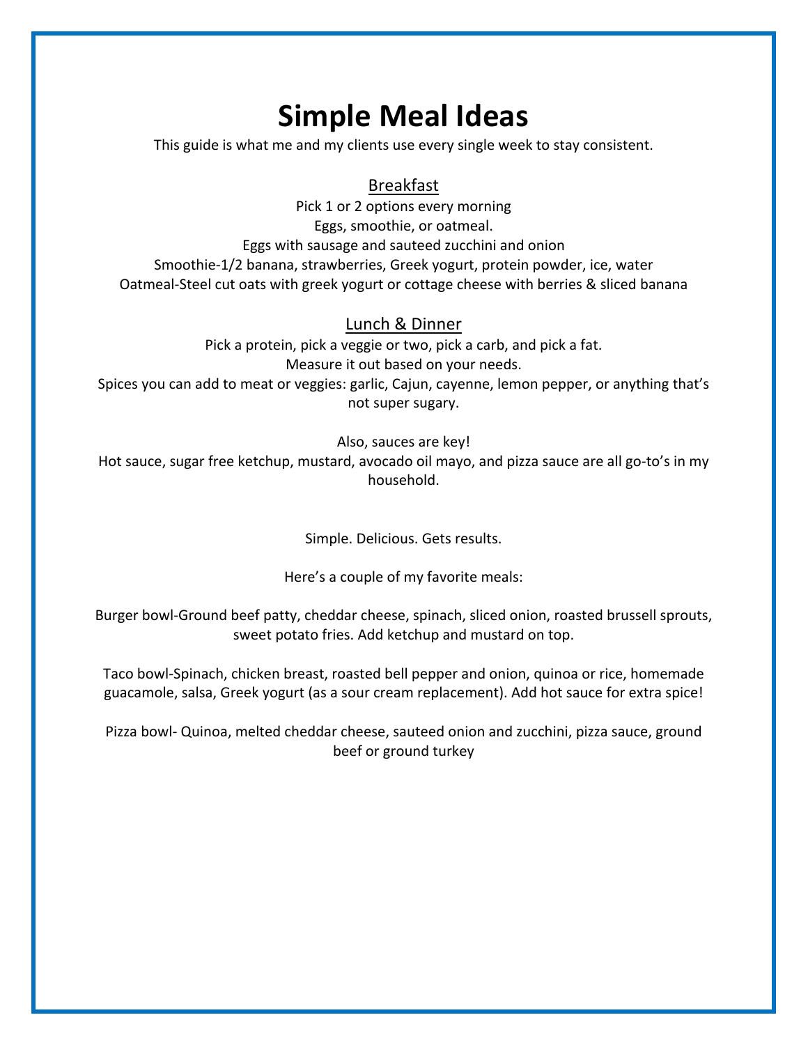# Simple Meal Ideas

This guide is what me and my clients use every single week to stay consistent.

## Breakfast

Pick 1 or 2 options every morning

Eggs, smoothie, or oatmeal.

Eggs with sausage and sauteed zucchini and onion

Smoothie-1/2 banana, strawberries, Greek yogurt, protein powder, ice, water

Oatmeal-Steel cut oats with greek yogurt or cottage cheese with berries & sliced banana

## Lunch & Dinner

Pick a protein, pick a veggie or two, pick a carb, and pick a fat.

Measure it out based on your needs.

Spices you can add to meat or veggies: garlic, Cajun, cayenne, lemon pepper, or anything that's not super sugary.

Also, sauces are key!

Hot sauce, sugar free ketchup, mustard, avocado oil mayo, and pizza sauce are all go-to's in my household.

Simple. Delicious. Gets results.

Here's a couple of my favorite meals:

Burger bowl-Ground beef patty, cheddar cheese, spinach, sliced onion, roasted brussell sprouts, sweet potato fries. Add ketchup and mustard on top.

Taco bowl-Spinach, chicken breast, roasted bell pepper and onion, quinoa or rice, homemade guacamole, salsa, Greek yogurt (as a sour cream replacement). Add hot sauce for extra spice!

Pizza bowl- Quinoa, melted cheddar cheese, sauteed onion and zucchini, pizza sauce, ground beef or ground turkey